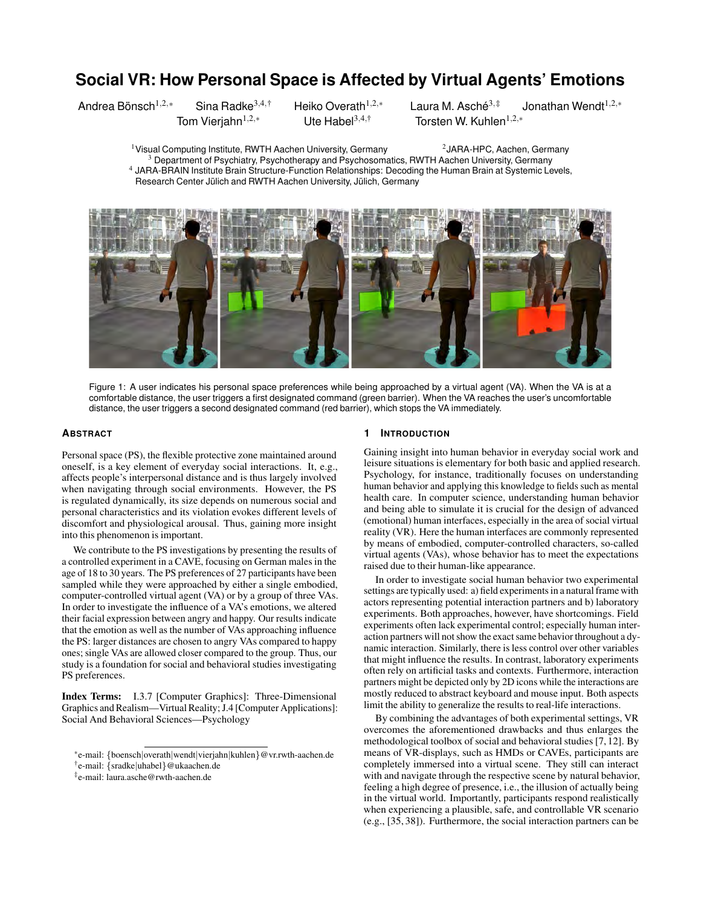# Social VR: How Personal Space is Affected by Virtual Agents' Emotions

Andrea Bönsch[1,2,*] Sina Radke[3,4,†] Heiko Overath[1,2,*] Laura M. Asché[3,‡] Jonathan Wendt[1,2,*] Tom Vierjahn[1,2,*] Ute Habel[3,4,†] Torsten W. Kuhlen[1,2,*]

[1] Visual Computing Institute, RWTH Aachen University, Germany [2] JARA-HPC, Aachen, Germany
[3] Department of Psychiatry, Psychotherapy and Psychosomatics, RWTH Aachen University, Germany
[4] JARA-BRAIN Institute Brain Structure-Function Relationships: Decoding the Human Brain at Systemic Levels, Research Center Jülich and RWTH Aachen University, Jülich, Germany

Figure 1: A user indicates his personal space preferences while being approached by a virtual agent (VA). When the VA is at a comfortable distance, the user triggers a first designated command (green barrier). When the VA reaches the user's uncomfortable distance, the user triggers a second designated command (red barrier), which stops the VA immediately.

## Abstract

Personal space (PS), the flexible protective zone maintained around oneself, is a key element of everyday social interactions. It, e.g., affects people's interpersonal distance and is thus largely involved when navigating through social environments. However, the PS is regulated dynamically, its size depends on numerous social and personal characteristics and its violation evokes different levels of discomfort and physiological arousal. Thus, gaining more insight into this phenomenon is important.

We contribute to the PS investigations by presenting the results of a controlled experiment in a CAVE, focusing on German males in the age of 18 to 30 years. The PS preferences of 27 participants have been sampled while they were approached by either a single embodied, computer-controlled virtual agent (VA) or by a group of three VAs. In order to investigate the influence of a VA's emotions, we altered their facial expression between angry and happy. Our results indicate that the emotion as well as the number of VAs approaching influence the PS: larger distances are chosen to angry VAs compared to happy ones; single VAs are allowed closer compared to the group. Thus, our study is a foundation for social and behavioral studies investigating PS preferences.

**Index Terms:** I.3.7 [Computer Graphics]: Three-Dimensional Graphics and Realism—Virtual Reality; J.4 [Computer Applications]: Social And Behavioral Sciences—Psychology

*e-mail: {boensch|overath|wendt|vierjahn|kuhlen}@vr.rwth-aachen.de
†e-mail: {sradke|uhabel}@ukaachen.de
‡e-mail: laura.asche@rwth-aachen.de

## 1 Introduction

Gaining insight into human behavior in everyday social work and leisure situations is elementary for both basic and applied research. Psychology, for instance, traditionally focuses on understanding human behavior and applying this knowledge to fields such as mental health care. In computer science, understanding human behavior and being able to simulate it is crucial for the design of advanced (emotional) human interfaces, especially in the area of social virtual reality (VR). Here the human interfaces are commonly represented by means of embodied, computer-controlled characters, so-called virtual agents (VAs), whose behavior has to meet the expectations raised due to their human-like appearance.

In order to investigate social human behavior two experimental settings are typically used: a) field experiments in a natural frame with actors representing potential interaction partners and b) laboratory experiments. Both approaches, however, have shortcomings. Field experiments often lack experimental control; especially human interaction partners will not show the exact same behavior throughout a dynamic interaction. Similarly, there is less control over other variables that might influence the results. In contrast, laboratory experiments often rely on artificial tasks and contexts. Furthermore, interaction partners might be depicted only by 2D icons while the interactions are mostly reduced to abstract keyboard and mouse input. Both aspects limit the ability to generalize the results to real-life interactions.

By combining the advantages of both experimental settings, VR overcomes the aforementioned drawbacks and thus enlarges the methodological toolbox of social and behavioral studies [7, 12]. By means of VR-displays, such as HMDs or CAVEs, participants are completely immersed into a virtual scene. They still can interact with and navigate through the respective scene by natural behavior, feeling a high degree of presence, i.e., the illusion of actually being in the virtual world. Importantly, participants respond realistically when experiencing a plausible, safe, and controllable VR scenario (e.g., [35, 38]). Furthermore, the social interaction partners can be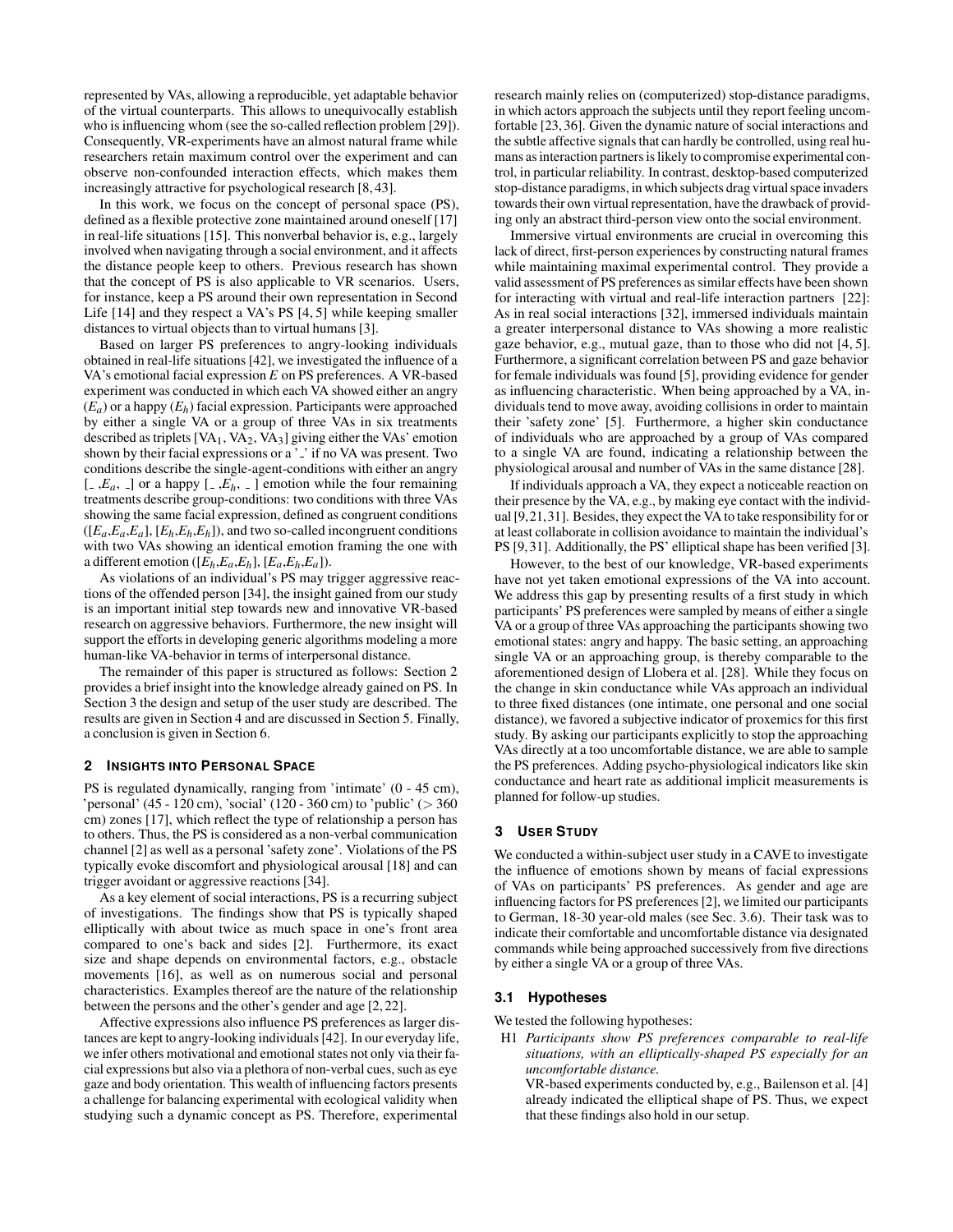represented by VAs, allowing a reproducible, yet adaptable behavior of the virtual counterparts. This allows to unequivocally establish who is influencing whom (see the so-called reflection problem [29]). Consequently, VR-experiments have an almost natural frame while researchers retain maximum control over the experiment and can observe non-confounded interaction effects, which makes them increasingly attractive for psychological research [8, 43].

In this work, we focus on the concept of personal space (PS), defined as a flexible protective zone maintained around oneself [17] in real-life situations [15]. This nonverbal behavior is, e.g., largely involved when navigating through a social environment, and it affects the distance people keep to others. Previous research has shown that the concept of PS is also applicable to VR scenarios. Users, for instance, keep a PS around their own representation in Second Life [14] and they respect a VA's PS [4, 5] while keeping smaller distances to virtual objects than to virtual humans [3].

Based on larger PS preferences to angry-looking individuals obtained in real-life situations [42], we investigated the influence of a VA's emotional facial expression $E$ on PS preferences. A VR-based experiment was conducted in which each VA showed either an angry ($E_a$) or a happy ($E_h$) facial expression. Participants were approached by either a single VA or a group of three VAs in six treatments described as triplets [$VA_1$, $VA_2$, $VA_3$] giving either the VAs' emotion shown by their facial expressions or a '_' if no VA was present. Two conditions describe the single-agent-conditions with either an angry [_ ,$E_a$, _] or a happy [_ ,$E_h$, _ ] emotion while the four remaining treatments describe group-conditions: two conditions with three VAs showing the same facial expression, defined as congruent conditions ([$E_a$,$E_a$,$E_a$], [$E_h$,$E_h$,$E_h$]), and two so-called incongruent conditions with two VAs showing an identical emotion framing the one with a different emotion ([$E_h$,$E_a$,$E_h$], [$E_a$,$E_h$,$E_a$]).

As violations of an individual's PS may trigger aggressive reactions of the offended person [34], the insight gained from our study is an important initial step towards new and innovative VR-based research on aggressive behaviors. Furthermore, the new insight will support the efforts in developing generic algorithms modeling a more human-like VA-behavior in terms of interpersonal distance.

The remainder of this paper is structured as follows: Section 2 provides a brief insight into the knowledge already gained on PS. In Section 3 the design and setup of the user study are described. The results are given in Section 4 and are discussed in Section 5. Finally, a conclusion is given in Section 6.

## 2 Insights into Personal Space

PS is regulated dynamically, ranging from 'intimate' (0 - 45 cm), 'personal' (45 - 120 cm), 'social' (120 - 360 cm) to 'public' (> 360 cm) zones [17], which reflect the type of relationship a person has to others. Thus, the PS is considered as a non-verbal communication channel [2] as well as a personal 'safety zone'. Violations of the PS typically evoke discomfort and physiological arousal [18] and can trigger avoidant or aggressive reactions [34].

As a key element of social interactions, PS is a recurring subject of investigations. The findings show that PS is typically shaped elliptically with about twice as much space in one's front area compared to one's back and sides [2]. Furthermore, its exact size and shape depends on environmental factors, e.g., obstacle movements [16], as well as on numerous social and personal characteristics. Examples thereof are the nature of the relationship between the persons and the other's gender and age [2, 22].

Affective expressions also influence PS preferences as larger distances are kept to angry-looking individuals [42]. In our everyday life, we infer others motivational and emotional states not only via their facial expressions but also via a plethora of non-verbal cues, such as eye gaze and body orientation. This wealth of influencing factors presents a challenge for balancing experimental with ecological validity when studying such a dynamic concept as PS. Therefore, experimental research mainly relies on (computerized) stop-distance paradigms, in which actors approach the subjects until they report feeling uncomfortable [23, 36]. Given the dynamic nature of social interactions and the subtle affective signals that can hardly be controlled, using real humans as interaction partners is likely to compromise experimental control, in particular reliability. In contrast, desktop-based computerized stop-distance paradigms, in which subjects drag virtual space invaders towards their own virtual representation, have the drawback of providing only an abstract third-person view onto the social environment.

Immersive virtual environments are crucial in overcoming this lack of direct, first-person experiences by constructing natural frames while maintaining maximal experimental control. They provide a valid assessment of PS preferences as similar effects have been shown for interacting with virtual and real-life interaction partners [22]: As in real social interactions [32], immersed individuals maintain a greater interpersonal distance to VAs showing a more realistic gaze behavior, e.g., mutual gaze, than to those who did not [4, 5]. Furthermore, a significant correlation between PS and gaze behavior for female individuals was found [5], providing evidence for gender as influencing characteristic. When being approached by a VA, individuals tend to move away, avoiding collisions in order to maintain their 'safety zone' [5]. Furthermore, a higher skin conductance of individuals who are approached by a group of VAs compared to a single VA are found, indicating a relationship between the physiological arousal and number of VAs in the same distance [28].

If individuals approach a VA, they expect a noticeable reaction on their presence by the VA, e.g., by making eye contact with the individual [9, 21, 31]. Besides, they expect the VA to take responsibility for or at least collaborate in collision avoidance to maintain the individual's PS [9, 31]. Additionally, the PS' elliptical shape has been verified [3].

However, to the best of our knowledge, VR-based experiments have not yet taken emotional expressions of the VA into account. We address this gap by presenting results of a first study in which participants' PS preferences were sampled by means of either a single VA or a group of three VAs approaching the participants showing two emotional states: angry and happy. The basic setting, an approaching single VA or an approaching group, is thereby comparable to the aforementioned design of Llobera et al. [28]. While they focus on the change in skin conductance while VAs approach an individual to three fixed distances (one intimate, one personal and one social distance), we favored a subjective indicator of proxemics for this first study. By asking our participants explicitly to stop the approaching VAs directly at a too uncomfortable distance, we are able to sample the PS preferences. Adding psycho-physiological indicators like skin conductance and heart rate as additional implicit measurements is planned for follow-up studies.

## 3 User Study

We conducted a within-subject user study in a CAVE to investigate the influence of emotions shown by means of facial expressions of VAs on participants' PS preferences. As gender and age are influencing factors for PS preferences [2], we limited our participants to German, 18-30 year-old males (see Sec. 3.6). Their task was to indicate their comfortable and uncomfortable distance via designated commands while being approached successively from five directions by either a single VA or a group of three VAs.

### 3.1 Hypotheses

We tested the following hypotheses:

H1 *Participants show PS preferences comparable to real-life situations, with an elliptically-shaped PS especially for an uncomfortable distance.*

VR-based experiments conducted by, e.g., Bailenson et al. [4] already indicated the elliptical shape of PS. Thus, we expect that these findings also hold in our setup.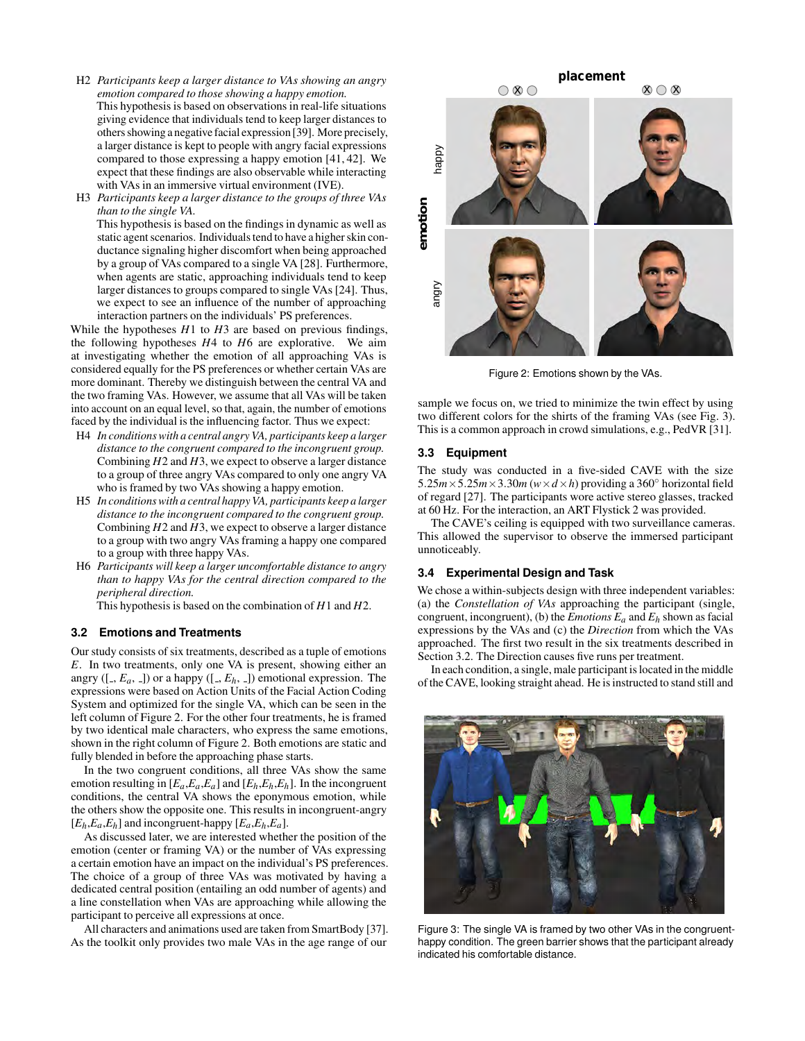H2 *Participants keep a larger distance to VAs showing an angry emotion compared to those showing a happy emotion.*
This hypothesis is based on observations in real-life situations giving evidence that individuals tend to keep larger distances to others showing a negative facial expression [39]. More precisely, a larger distance is kept to people with angry facial expressions compared to those expressing a happy emotion [41, 42]. We expect that these findings are also observable while interacting with VAs in an immersive virtual environment (IVE).

H3 *Participants keep a larger distance to the groups of three VAs than to the single VA.*
This hypothesis is based on the findings in dynamic as well as static agent scenarios. Individuals tend to have a higher skin conductance signaling higher discomfort when being approached by a group of VAs compared to a single VA [28]. Furthermore, when agents are static, approaching individuals tend to keep larger distances to groups compared to single VAs [24]. Thus, we expect to see an influence of the number of approaching interaction partners on the individuals' PS preferences.

While the hypotheses $H1$ to $H3$ are based on previous findings, the following hypotheses $H4$ to $H6$ are explorative. We aim at investigating whether the emotion of all approaching VAs is considered equally for the PS preferences or whether certain VAs are more dominant. Thereby we distinguish between the central VA and the two framing VAs. However, we assume that all VAs will be taken into account on an equal level, so that, again, the number of emotions faced by the individual is the influencing factor. Thus we expect:

H4 *In conditions with a central angry VA, participants keep a larger distance to the congruent compared to the incongruent group.*
Combining $H2$ and $H3$, we expect to observe a larger distance to a group of three angry VAs compared to only one angry VA who is framed by two VAs showing a happy emotion.

H5 *In conditions with a central happy VA, participants keep a larger distance to the incongruent compared to the congruent group.*
Combining $H2$ and $H3$, we expect to observe a larger distance to a group with two angry VAs framing a happy one compared to a group with three happy VAs.

H6 *Participants will keep a larger uncomfortable distance to angry than to happy VAs for the central direction compared to the peripheral direction.*
This hypothesis is based on the combination of $H1$ and $H2$.

### 3.2 Emotions and Treatments

Our study consists of six treatments, described as a tuple of emotions $E$. In two treatments, only one VA is present, showing either an angry ([_, $E_a$, _]) or a happy ([_, $E_h$, _]) emotional expression. The expressions were based on Action Units of the Facial Action Coding System and optimized for the single VA, which can be seen in the left column of Figure 2. For the other four treatments, he is framed by two identical male characters, who express the same emotions, shown in the right column of Figure 2. Both emotions are static and fully blended in before the approaching phase starts.

In the two congruent conditions, all three VAs show the same emotion resulting in [$E_a$,$E_a$,$E_a$] and [$E_h$,$E_h$,$E_h$]. In the incongruent conditions, the central VA shows the eponymous emotion, while the others show the opposite one. This results in incongruent-angry [$E_h$,$E_a$,$E_h$] and incongruent-happy [$E_a$,$E_h$,$E_a$].

As discussed later, we are interested whether the position of the emotion (center or framing VA) or the number of VAs expressing a certain emotion have an impact on the individual's PS preferences. The choice of a group of three VAs was motivated by having a dedicated central position (entailing an odd number of agents) and a line constellation when VAs are approaching while allowing the participant to perceive all expressions at once.

All characters and animations used are taken from SmartBody [37]. As the toolkit only provides two male VAs in the age range of our sample we focus on, we tried to minimize the twin effect by using two different colors for the shirts of the framing VAs (see Fig. 3). This is a common approach in crowd simulations, e.g., PedVR [31].

Figure 2: Emotions shown by the VAs.

### 3.3 Equipment

The study was conducted in a five-sided CAVE with the size $5.25m \times 5.25m \times 3.30m$ ($w \times d \times h$) providing a 360° horizontal field of regard [27]. The participants wore active stereo glasses, tracked at 60 Hz. For the interaction, an ART Flystick 2 was provided.

The CAVE's ceiling is equipped with two surveillance cameras. This allowed the supervisor to observe the immersed participant unnoticeably.

### 3.4 Experimental Design and Task

We chose a within-subjects design with three independent variables: (a) the *Constellation of VAs* approaching the participant (single, congruent, incongruent), (b) the *Emotions* $E_a$ and $E_h$ shown as facial expressions by the VAs and (c) the *Direction* from which the VAs approached. The first two result in the six treatments described in Section 3.2. The Direction causes five runs per treatment.

In each condition, a single, male participant is located in the middle of the CAVE, looking straight ahead. He is instructed to stand still and

Figure 3: The single VA is framed by two other VAs in the congruent-happy condition. The green barrier shows that the participant already indicated his comfortable distance.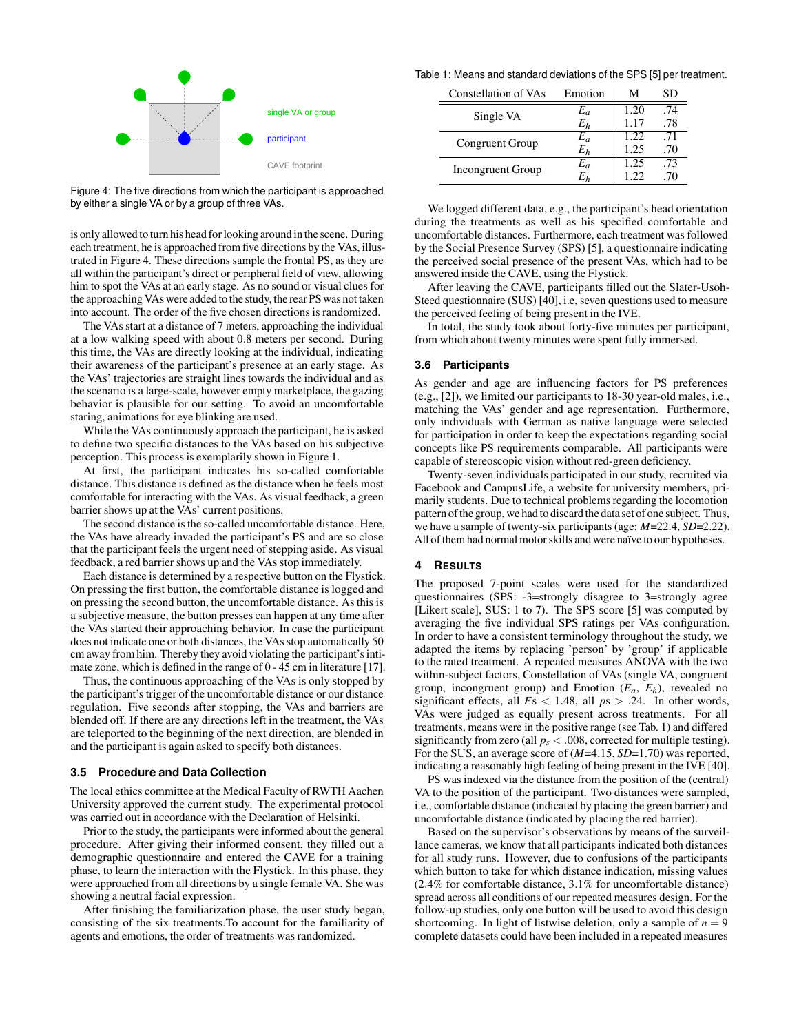Figure 4: The five directions from which the participant is approached by either a single VA or by a group of three VAs.

is only allowed to turn his head for looking around in the scene. During each treatment, he is approached from five directions by the VAs, illustrated in Figure 4. These directions sample the frontal PS, as they are all within the participant's direct or peripheral field of view, allowing him to spot the VAs at an early stage. As no sound or visual clues for the approaching VAs were added to the study, the rear PS was not taken into account. The order of the five chosen directions is randomized.

The VAs start at a distance of 7 meters, approaching the individual at a low walking speed with about 0.8 meters per second. During this time, the VAs are directly looking at the individual, indicating their awareness of the participant's presence at an early stage. As the VAs' trajectories are straight lines towards the individual and as the scenario is a large-scale, however empty marketplace, the gazing behavior is plausible for our setting. To avoid an uncomfortable staring, animations for eye blinking are used.

While the VAs continuously approach the participant, he is asked to define two specific distances to the VAs based on his subjective perception. This process is exemplarily shown in Figure 1.

At first, the participant indicates his so-called comfortable distance. This distance is defined as the distance when he feels most comfortable for interacting with the VAs. As visual feedback, a green barrier shows up at the VAs' current positions.

The second distance is the so-called uncomfortable distance. Here, the VAs have already invaded the participant's PS and are so close that the participant feels the urgent need of stepping aside. As visual feedback, a red barrier shows up and the VAs stop immediately.

Each distance is determined by a respective button on the Flystick. On pressing the first button, the comfortable distance is logged and on pressing the second button, the uncomfortable distance. As this is a subjective measure, the button presses can happen at any time after the VAs started their approaching behavior. In case the participant does not indicate one or both distances, the VAs stop automatically 50 cm away from him. Thereby they avoid violating the participant's intimate zone, which is defined in the range of 0 - 45 cm in literature [17].

Thus, the continuous approaching of the VAs is only stopped by the participant's trigger of the uncomfortable distance or our distance regulation. Five seconds after stopping, the VAs and barriers are blended off. If there are any directions left in the treatment, the VAs are teleported to the beginning of the next direction, are blended in and the participant is again asked to specify both distances.

### 3.5 Procedure and Data Collection

The local ethics committee at the Medical Faculty of RWTH Aachen University approved the current study. The experimental protocol was carried out in accordance with the Declaration of Helsinki.

Prior to the study, the participants were informed about the general procedure. After giving their informed consent, they filled out a demographic questionnaire and entered the CAVE for a training phase, to learn the interaction with the Flystick. In this phase, they were approached from all directions by a single female VA. She was showing a neutral facial expression.

After finishing the familiarization phase, the user study began, consisting of the six treatments.To account for the familiarity of agents and emotions, the order of treatments was randomized.

Table 1: Means and standard deviations of the SPS [5] per treatment.

| Constellation of VAs | Emotion | M | SD |
|---|---|---|---|
| Single VA | $E_a$ | 1.20 | .74 |
| | $E_h$ | 1.17 | .78 |
| Congruent Group | $E_a$ | 1.22 | .71 |
| | $E_h$ | 1.25 | .70 |
| Incongruent Group | $E_a$ | 1.25 | .73 |
| | $E_h$ | 1.22 | .70 |

We logged different data, e.g., the participant's head orientation during the treatments as well as his specified comfortable and uncomfortable distances. Furthermore, each treatment was followed by the Social Presence Survey (SPS) [5], a questionnaire indicating the perceived social presence of the present VAs, which had to be answered inside the CAVE, using the Flystick.

After leaving the CAVE, participants filled out the Slater-Usoh-Steed questionnaire (SUS) [40], i.e, seven questions used to measure the perceived feeling of being present in the IVE.

In total, the study took about forty-five minutes per participant, from which about twenty minutes were spent fully immersed.

### 3.6 Participants

As gender and age are influencing factors for PS preferences (e.g., [2]), we limited our participants to 18-30 year-old males, i.e., matching the VAs' gender and age representation. Furthermore, only individuals with German as native language were selected for participation in order to keep the expectations regarding social concepts like PS requirements comparable. All participants were capable of stereoscopic vision without red-green deficiency.

Twenty-seven individuals participated in our study, recruited via Facebook and CampusLife, a website for university members, primarily students. Due to technical problems regarding the locomotion pattern of the group, we had to discard the data set of one subject. Thus, we have a sample of twenty-six participants (age: $M$=22.4, $SD$=2.22). All of them had normal motor skills and were naïve to our hypotheses.

## 4 Results

The proposed 7-point scales were used for the standardized questionnaires (SPS: -3=strongly disagree to 3=strongly agree [Likert scale], SUS: 1 to 7). The SPS score [5] was computed by averaging the five individual SPS ratings per VAs configuration. In order to have a consistent terminology throughout the study, we adapted the items by replacing 'person' by 'group' if applicable to the rated treatment. A repeated measures ANOVA with the two within-subject factors, Constellation of VAs (single VA, congruent group, incongruent group) and Emotion ($E_a$, $E_h$), revealed no significant effects, all $Fs < 1.48$, all $ps > .24$. In other words, VAs were judged as equally present across treatments. For all treatments, means were in the positive range (see Tab. 1) and differed significantly from zero (all $p_s < .008$, corrected for multiple testing). For the SUS, an average score of ($M$=4.15, $SD$=1.70) was reported, indicating a reasonably high feeling of being present in the IVE [40].

PS was indexed via the distance from the position of the (central) VA to the position of the participant. Two distances were sampled, i.e., comfortable distance (indicated by placing the green barrier) and uncomfortable distance (indicated by placing the red barrier).

Based on the supervisor's observations by means of the surveillance cameras, we know that all participants indicated both distances for all study runs. However, due to confusions of the participants which button to take for which distance indication, missing values (2.4% for comfortable distance, 3.1% for uncomfortable distance) spread across all conditions of our repeated measures design. For the follow-up studies, only one button will be used to avoid this design shortcoming. In light of listwise deletion, only a sample of $n = 9$ complete datasets could have been included in a repeated measures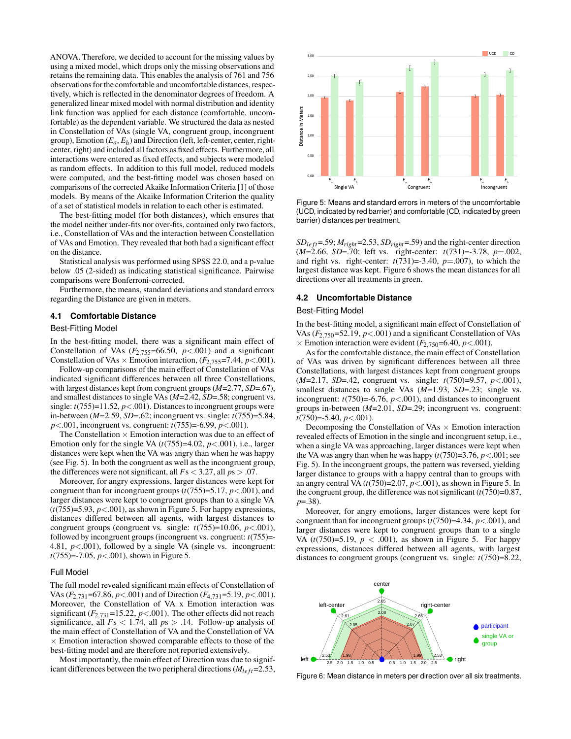ANOVA. Therefore, we decided to account for the missing values by using a mixed model, which drops only the missing observations and retains the remaining data. This enables the analysis of 761 and 756 observations for the comfortable and uncomfortable distances, respectively, which is reflected in the denominator degrees of freedom. A generalized linear mixed model with normal distribution and identity link function was applied for each distance (comfortable, uncomfortable) as the dependent variable. We structured the data as nested in Constellation of VAs (single VA, congruent group, incongruent group), Emotion ($E_a$, $E_h$) and Direction (left, left-center, center, right-center, right) and included all factors as fixed effects. Furthermore, all interactions were entered as fixed effects, and subjects were modeled as random effects. In addition to this full model, reduced models were computed, and the best-fitting model was chosen based on comparisons of the corrected Akaike Information Criteria [1] of those models. By means of the Akaike Information Criterion the quality of a set of statistical models in relation to each other is estimated.

The best-fitting model (for both distances), which ensures that the model neither under-fits nor over-fits, contained only two factors, i.e., Constellation of VAs and the interaction between Constellation of VAs and Emotion. They revealed that both had a significant effect on the distance.

Statistical analysis was performed using SPSS 22.0, and a p-value below .05 (2-sided) as indicating statistical significance. Pairwise comparisons were Bonferroni-corrected.

Furthermore, the means, standard deviations and standard errors regarding the Distance are given in meters.

## 4.1 Comfortable Distance

### Best-Fitting Model

In the best-fitting model, there was a significant main effect of Constellation of VAs ($F_{2,755}$=66.50, $p$<.001) and a significant Constellation of VAs × Emotion interaction, ($F_{2,755}$=7.44, $p$<.001).

Follow-up comparisons of the main effect of Constellation of VAs indicated significant differences between all three Constellations, with largest distances kept from congruent groups ($M$=2.77, $SD$=.67), and smallest distances to single VAs ($M$=2.42, $SD$=.58; congruent vs. single: $t$(755)=11.52, $p$<.001). Distances to incongruent groups were in-between ($M$=2.59, $SD$=.62; incongruent vs. single: $t$(755)=5.84, $p$<.001, incongruent vs. congruent: $t$(755)=-6.99, $p$<.001).

The Constellation × Emotion interaction was due to an effect of Emotion only for the single VA ($t$(755)=4.02, $p$<.001), i.e., larger distances were kept when the VA was angry than when he was happy (see Fig. 5). In both the congruent as well as the incongruent group, the differences were not significant, all $F$s < 3.27, all $p$s > .07.

Moreover, for angry expressions, larger distances were kept for congruent than for incongruent groups ($t$(755)=5.17, $p$<.001), and larger distances were kept to congruent groups than to a single VA ($t$(755)=5.93, $p$<.001), as shown in Figure 5. For happy expressions, distances differed between all agents, with largest distances to congruent groups (congruent vs. single: $t$(755)=10.06, $p$<.001), followed by incongruent groups (incongruent vs. congruent: $t$(755)=-4.81, $p$<.001), followed by a single VA (single vs. incongruent: $t$(755)=-7.05, $p$<.001), shown in Figure 5.

### Full Model

The full model revealed significant main effects of Constellation of VAs ($F_{2,731}$=67.86, $p$<.001) and of Direction ($F_{4,731}$=5.19, $p$<.001). Moreover, the Constellation of VA x Emotion interaction was significant ($F_{2,731}$=15.22, $p$<.001). The other effects did not reach significance, all $F$s < 1.74, all $p$s > .14. Follow-up analysis of the main effect of Constellation of VA and the Constellation of VA × Emotion interaction showed comparable effects to those of the best-fitting model and are therefore not reported extensively.

Most importantly, the main effect of Direction was due to significant differences between the two peripheral directions ($M_{left}$=2.53, $SD_{left}$=.59; $M_{right}$=2.53, $SD_{right}$=.59) and the right-center direction ($M$=2.66, $SD$=.70; left vs. right-center: $t$(731)=-3.78, $p$=.002, and right vs. right-center: $t$(731)=-3.40, $p$=.007), to which the largest distance was kept. Figure 6 shows the mean distances for all directions over all treatments in green.

Figure 5: Means and standard errors in meters of the uncomfortable (UCD, indicated by red barrier) and comfortable (CD, indicated by green barrier) distances per treatment.

## 4.2 Uncomfortable Distance

### Best-Fitting Model

In the best-fitting model, a significant main effect of Constellation of VAs ($F_{2,750}$=52.19, $p$<.001) and a significant Constellation of VAs × Emotion interaction were evident ($F_{2,750}$=6.40, $p$<.001).

As for the comfortable distance, the main effect of Constellation of VAs was driven by significant differences between all three Constellations, with largest distances kept from congruent groups ($M$=2.17, $SD$=.42, congruent vs. single: $t$(750)=9.57, $p$<.001), smallest distances to single VAs ($M$=1.93, $SD$=.23; single vs. incongruent: $t$(750)=-6.76, $p$<.001), and distances to incongruent groups in-between ($M$=2.01, $SD$=.29; incongruent vs. congruent: $t$(750)=-5.40, $p$<.001).

Decomposing the Constellation of VAs × Emotion interaction revealed effects of Emotion in the single and incongruent setup, i.e., when a single VA was approaching, larger distances were kept when the VA was angry than when he was happy ($t$(750)=3.76, $p$<.001; see Fig. 5). In the incongruent groups, the pattern was reversed, yielding larger distances to groups with a happy central than to groups with an angry central VA ($t$(750)=2.07, $p$<.001), as shown in Figure 5. In the congruent group, the difference was not significant ($t$(750)=0.87, $p$=.38).

Moreover, for angry emotions, larger distances were kept for congruent than for incongruent groups ($t$(750)=4.34, $p$<.001), and larger distances were kept to congruent groups than to a single VA ($t$(750)=5.19, $p$ < .001), as shown in Figure 5. For happy expressions, distances differed between all agents, with largest distances to congruent groups (congruent vs. single: $t$(750)=8.22,

Figure 6: Mean distance in meters per direction over all six treatments.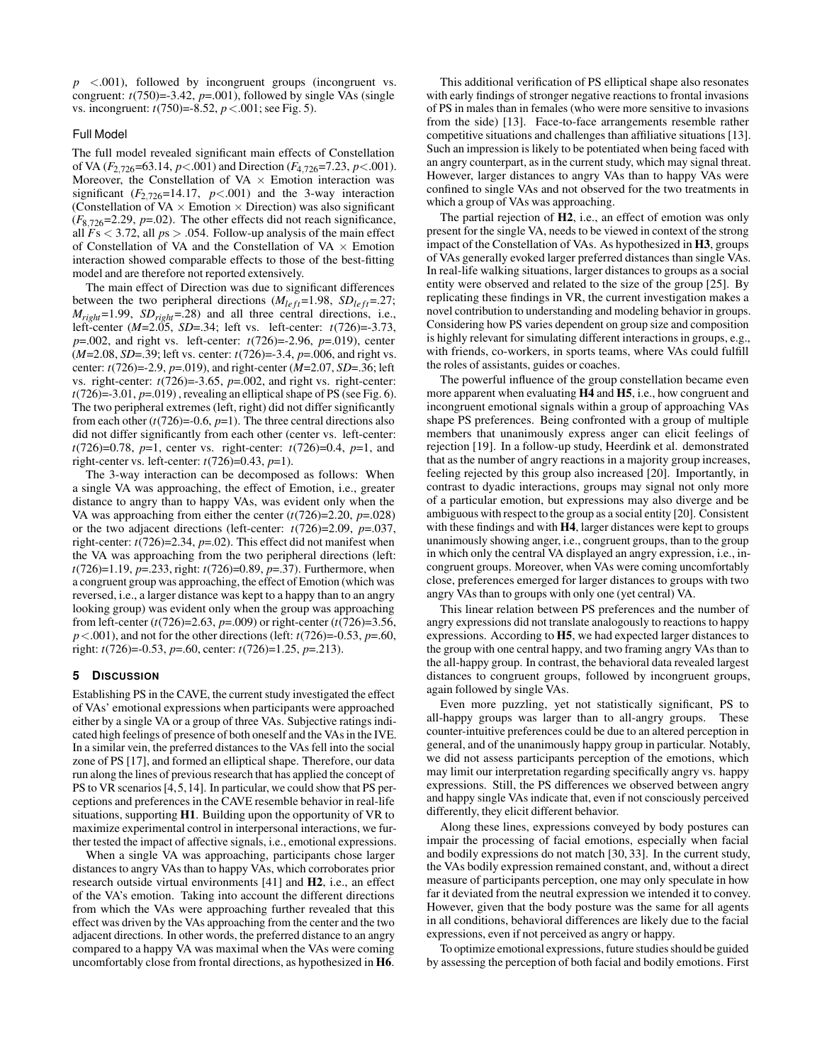$p$ <.001), followed by incongruent groups (incongruent vs. congruent: $t(750)$=-3.42, $p$=.001), followed by single VAs (single vs. incongruent: $t(750)$=-8.52, $p$<.001; see Fig. 5).

### Full Model

The full model revealed significant main effects of Constellation of VA ($F_{2,726}$=63.14, $p$<.001) and Direction ($F_{4,726}$=7.23, $p$<.001). Moreover, the Constellation of VA × Emotion interaction was significant ($F_{2,726}$=14.17, $p$<.001) and the 3-way interaction (Constellation of VA × Emotion × Direction) was also significant ($F_{8,726}$=2.29, $p$=.02). The other effects did not reach significance, all $F$s < 3.72, all $p$s > .054. Follow-up analysis of the main effect of Constellation of VA and the Constellation of VA × Emotion interaction showed comparable effects to those of the best-fitting model and are therefore not reported extensively.

The main effect of Direction was due to significant differences between the two peripheral directions ($M_{left}$=1.98, $SD_{left}$=.27; $M_{right}$=1.99, $SD_{right}$=.28) and all three central directions, i.e., left-center ($M$=2.05, $SD$=.34; left vs. left-center: $t(726)$=-3.73, $p$=.002, and right vs. left-center: $t(726)$=-2.96, $p$=.019), center ($M$=2.08, $SD$=.39; left vs. center: $t(726)$=-3.4, $p$=.006, and right vs. center: $t(726)$=-2.9, $p$=.019), and right-center ($M$=2.07, $SD$=.36; left vs. right-center: $t(726)$=-3.65, $p$=.002, and right vs. right-center: $t(726)$=-3.01, $p$=.019) , revealing an elliptical shape of PS (see Fig. 6). The two peripheral extremes (left, right) did not differ significantly from each other ($t(726)$=-0.6, $p$=1). The three central directions also did not differ significantly from each other (center vs. left-center: $t(726)$=0.78, $p$=1, center vs. right-center: $t(726)$=0.4, $p$=1, and right-center vs. left-center: $t(726)$=0.43, $p$=1).

The 3-way interaction can be decomposed as follows: When a single VA was approaching, the effect of Emotion, i.e., greater distance to angry than to happy VAs, was evident only when the VA was approaching from either the center ($t(726)$=2.20, $p$=.028) or the two adjacent directions (left-center: $t(726)$=2.09, $p$=.037, right-center: $t(726)$=2.34, $p$=.02). This effect did not manifest when the VA was approaching from the two peripheral directions (left: $t(726)$=1.19, $p$=.233, right: $t(726)$=0.89, $p$=.37). Furthermore, when a congruent group was approaching, the effect of Emotion (which was reversed, i.e., a larger distance was kept to a happy than to an angry looking group) was evident only when the group was approaching from left-center ($t(726)$=2.63, $p$=.009) or right-center ($t(726)$=3.56, $p$<.001), and not for the other directions (left: $t(726)$=-0.53, $p$=.60, right: $t(726)$=-0.53, $p$=.60, center: $t(726)$=1.25, $p$=.213).

## 5 Discussion

Establishing PS in the CAVE, the current study investigated the effect of VAs' emotional expressions when participants were approached either by a single VA or a group of three VAs. Subjective ratings indicated high feelings of presence of both oneself and the VAs in the IVE. In a similar vein, the preferred distances to the VAs fell into the social zone of PS [17], and formed an elliptical shape. Therefore, our data run along the lines of previous research that has applied the concept of PS to VR scenarios [4,5,14]. In particular, we could show that PS perceptions and preferences in the CAVE resemble behavior in real-life situations, supporting **H1**. Building upon the opportunity of VR to maximize experimental control in interpersonal interactions, we further tested the impact of affective signals, i.e., emotional expressions.

When a single VA was approaching, participants chose larger distances to angry VAs than to happy VAs, which corroborates prior research outside virtual environments [41] and **H2**, i.e., an effect of the VA's emotion. Taking into account the different directions from which the VAs were approaching further revealed that this effect was driven by the VAs approaching from the center and the two adjacent directions. In other words, the preferred distance to an angry compared to a happy VA was maximal when the VAs were coming uncomfortably close from frontal directions, as hypothesized in **H6**.

This additional verification of PS elliptical shape also resonates with early findings of stronger negative reactions to frontal invasions of PS in males than in females (who were more sensitive to invasions from the side) [13]. Face-to-face arrangements resemble rather competitive situations and challenges than affiliative situations [13]. Such an impression is likely to be potentiated when being faced with an angry counterpart, as in the current study, which may signal threat. However, larger distances to angry VAs than to happy VAs were confined to single VAs and not observed for the two treatments in which a group of VAs was approaching.

The partial rejection of **H2**, i.e., an effect of emotion was only present for the single VA, needs to be viewed in context of the strong impact of the Constellation of VAs. As hypothesized in **H3**, groups of VAs generally evoked larger preferred distances than single VAs. In real-life walking situations, larger distances to groups as a social entity were observed and related to the size of the group [25]. By replicating these findings in VR, the current investigation makes a novel contribution to understanding and modeling behavior in groups. Considering how PS varies dependent on group size and composition is highly relevant for simulating different interactions in groups, e.g., with friends, co-workers, in sports teams, where VAs could fulfill the roles of assistants, guides or coaches.

The powerful influence of the group constellation became even more apparent when evaluating **H4** and **H5**, i.e., how congruent and incongruent emotional signals within a group of approaching VAs shape PS preferences. Being confronted with a group of multiple members that unanimously express anger can elicit feelings of rejection [19]. In a follow-up study, Heerdink et al. demonstrated that as the number of angry reactions in a majority group increases, feeling rejected by this group also increased [20]. Importantly, in contrast to dyadic interactions, groups may signal not only more of a particular emotion, but expressions may also diverge and be ambiguous with respect to the group as a social entity [20]. Consistent with these findings and with **H4**, larger distances were kept to groups unanimously showing anger, i.e., congruent groups, than to the group in which only the central VA displayed an angry expression, i.e., incongruent groups. Moreover, when VAs were coming uncomfortably close, preferences emerged for larger distances to groups with two angry VAs than to groups with only one (yet central) VA.

This linear relation between PS preferences and the number of angry expressions did not translate analogously to reactions to happy expressions. According to **H5**, we had expected larger distances to the group with one central happy, and two framing angry VAs than to the all-happy group. In contrast, the behavioral data revealed largest distances to congruent groups, followed by incongruent groups, again followed by single VAs.

Even more puzzling, yet not statistically significant, PS to all-happy groups was larger than to all-angry groups. These counter-intuitive preferences could be due to an altered perception in general, and of the unanimously happy group in particular. Notably, we did not assess participants perception of the emotions, which may limit our interpretation regarding specifically angry vs. happy expressions. Still, the PS differences we observed between angry and happy single VAs indicate that, even if not consciously perceived differently, they elicit different behavior.

Along these lines, expressions conveyed by body postures can impair the processing of facial emotions, especially when facial and bodily expressions do not match [30,33]. In the current study, the VAs bodily expression remained constant, and, without a direct measure of participants perception, one may only speculate in how far it deviated from the neutral expression we intended it to convey. However, given that the body posture was the same for all agents in all conditions, behavioral differences are likely due to the facial expressions, even if not perceived as angry or happy.

To optimize emotional expressions, future studies should be guided by assessing the perception of both facial and bodily emotions. First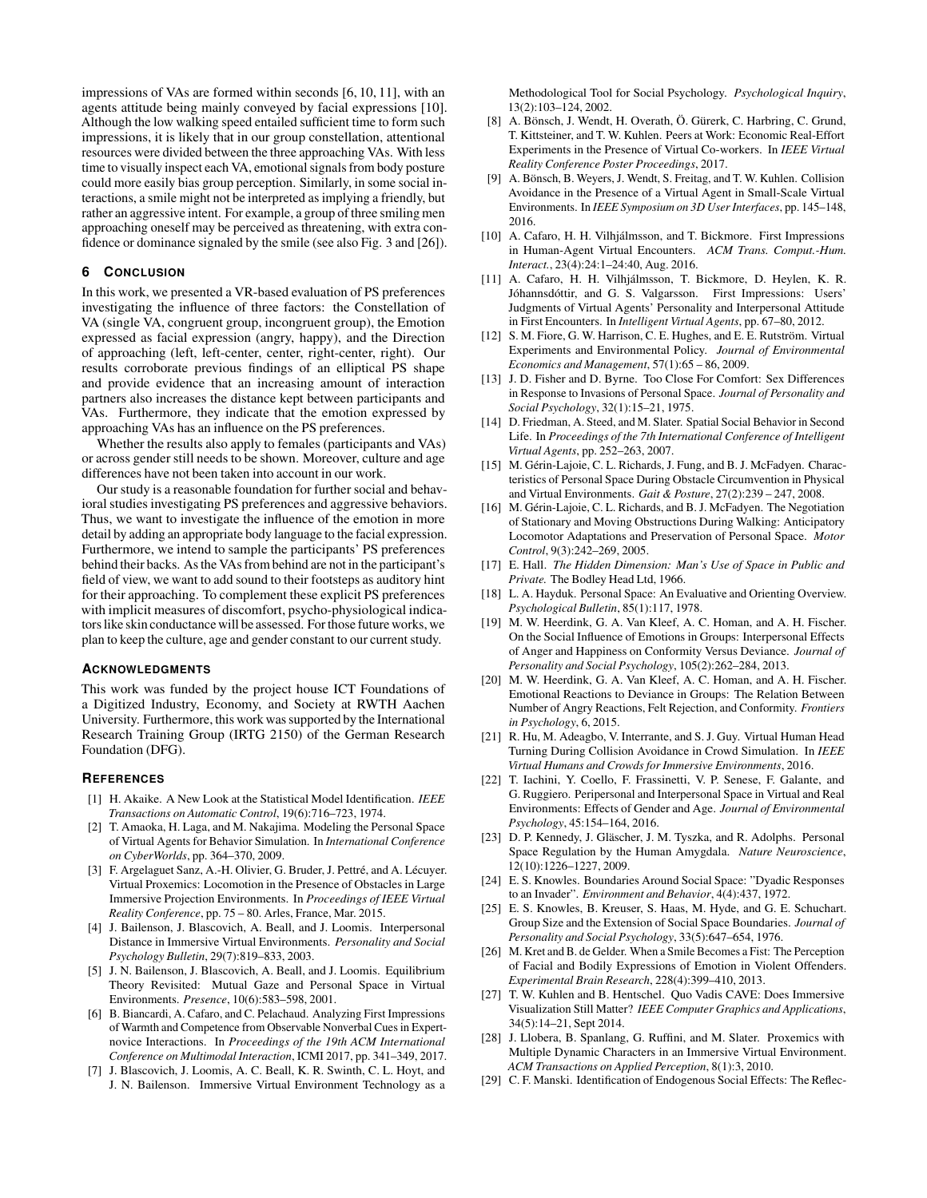impressions of VAs are formed within seconds [6, 10, 11], with an agents attitude being mainly conveyed by facial expressions [10]. Although the low walking speed entailed sufficient time to form such impressions, it is likely that in our group constellation, attentional resources were divided between the three approaching VAs. With less time to visually inspect each VA, emotional signals from body posture could more easily bias group perception. Similarly, in some social interactions, a smile might not be interpreted as implying a friendly, but rather an aggressive intent. For example, a group of three smiling men approaching oneself may be perceived as threatening, with extra confidence or dominance signaled by the smile (see also Fig. 3 and [26]).

## 6 Conclusion

In this work, we presented a VR-based evaluation of PS preferences investigating the influence of three factors: the Constellation of VA (single VA, congruent group, incongruent group), the Emotion expressed as facial expression (angry, happy), and the Direction of approaching (left, left-center, center, right-center, right). Our results corroborate previous findings of an elliptical PS shape and provide evidence that an increasing amount of interaction partners also increases the distance kept between participants and VAs. Furthermore, they indicate that the emotion expressed by approaching VAs has an influence on the PS preferences.

Whether the results also apply to females (participants and VAs) or across gender still needs to be shown. Moreover, culture and age differences have not been taken into account in our work.

Our study is a reasonable foundation for further social and behavioral studies investigating PS preferences and aggressive behaviors. Thus, we want to investigate the influence of the emotion in more detail by adding an appropriate body language to the facial expression. Furthermore, we intend to sample the participants' PS preferences behind their backs. As the VAs from behind are not in the participant's field of view, we want to add sound to their footsteps as auditory hint for their approaching. To complement these explicit PS preferences with implicit measures of discomfort, psycho-physiological indicators like skin conductance will be assessed. For those future works, we plan to keep the culture, age and gender constant to our current study.

## Acknowledgments

This work was funded by the project house ICT Foundations of a Digitized Industry, Economy, and Society at RWTH Aachen University. Furthermore, this work was supported by the International Research Training Group (IRTG 2150) of the German Research Foundation (DFG).

## References

[1] H. Akaike. A New Look at the Statistical Model Identification. *IEEE Transactions on Automatic Control*, 19(6):716–723, 1974.

[2] T. Amaoka, H. Laga, and M. Nakajima. Modeling the Personal Space of Virtual Agents for Behavior Simulation. In *International Conference on CyberWorlds*, pp. 364–370, 2009.

[3] F. Argelaguet Sanz, A.-H. Olivier, G. Bruder, J. Pettré, and A. Lécuyer. Virtual Proxemics: Locomotion in the Presence of Obstacles in Large Immersive Projection Environments. In *Proceedings of IEEE Virtual Reality Conference*, pp. 75 – 80. Arles, France, Mar. 2015.

[4] J. Bailenson, J. Blascovich, A. Beall, and J. Loomis. Interpersonal Distance in Immersive Virtual Environments. *Personality and Social Psychology Bulletin*, 29(7):819–833, 2003.

[5] J. N. Bailenson, J. Blascovich, A. Beall, and J. Loomis. Equilibrium Theory Revisited: Mutual Gaze and Personal Space in Virtual Environments. *Presence*, 10(6):583–598, 2001.

[6] B. Biancardi, A. Cafaro, and C. Pelachaud. Analyzing First Impressions of Warmth and Competence from Observable Nonverbal Cues in Expert-novice Interactions. In *Proceedings of the 19th ACM International Conference on Multimodal Interaction*, ICMI 2017, pp. 341–349, 2017.

[7] J. Blascovich, J. Loomis, A. C. Beall, K. R. Swinth, C. L. Hoyt, and J. N. Bailenson. Immersive Virtual Environment Technology as a Methodological Tool for Social Psychology. *Psychological Inquiry*, 13(2):103–124, 2002.

[8] A. Bönsch, J. Wendt, H. Overath, Ö. Gürerk, C. Harbring, C. Grund, T. Kittsteiner, and T. W. Kuhlen. Peers at Work: Economic Real-Effort Experiments in the Presence of Virtual Co-workers. In *IEEE Virtual Reality Conference Poster Proceedings*, 2017.

[9] A. Bönsch, B. Weyers, J. Wendt, S. Freitag, and T. W. Kuhlen. Collision Avoidance in the Presence of a Virtual Agent in Small-Scale Virtual Environments. In *IEEE Symposium on 3D User Interfaces*, pp. 145–148, 2016.

[10] A. Cafaro, H. H. Vilhjálmsson, and T. Bickmore. First Impressions in Human-Agent Virtual Encounters. *ACM Trans. Comput.-Hum. Interact.*, 23(4):24:1–24:40, Aug. 2016.

[11] A. Cafaro, H. H. Vilhjálmsson, T. Bickmore, D. Heylen, K. R. Jóhannsdóttir, and G. S. Valgarsson. First Impressions: Users' Judgments of Virtual Agents' Personality and Interpersonal Attitude in First Encounters. In *Intelligent Virtual Agents*, pp. 67–80, 2012.

[12] S. M. Fiore, G. W. Harrison, C. E. Hughes, and E. E. Rutström. Virtual Experiments and Environmental Policy. *Journal of Environmental Economics and Management*, 57(1):65 – 86, 2009.

[13] J. D. Fisher and D. Byrne. Too Close For Comfort: Sex Differences in Response to Invasions of Personal Space. *Journal of Personality and Social Psychology*, 32(1):15–21, 1975.

[14] D. Friedman, A. Steed, and M. Slater. Spatial Social Behavior in Second Life. In *Proceedings of the 7th International Conference of Intelligent Virtual Agents*, pp. 252–263, 2007.

[15] M. Gérin-Lajoie, C. L. Richards, J. Fung, and B. J. McFadyen. Characteristics of Personal Space During Obstacle Circumvention in Physical and Virtual Environments. *Gait & Posture*, 27(2):239 – 247, 2008.

[16] M. Gérin-Lajoie, C. L. Richards, and B. J. McFadyen. The Negotiation of Stationary and Moving Obstructions During Walking: Anticipatory Locomotor Adaptations and Preservation of Personal Space. *Motor Control*, 9(3):242–269, 2005.

[17] E. Hall. *The Hidden Dimension: Man's Use of Space in Public and Private.* The Bodley Head Ltd, 1966.

[18] L. A. Hayduk. Personal Space: An Evaluative and Orienting Overview. *Psychological Bulletin*, 85(1):117, 1978.

[19] M. W. Heerdink, G. A. Van Kleef, A. C. Homan, and A. H. Fischer. On the Social Influence of Emotions in Groups: Interpersonal Effects of Anger and Happiness on Conformity Versus Deviance. *Journal of Personality and Social Psychology*, 105(2):262–284, 2013.

[20] M. W. Heerdink, G. A. Van Kleef, A. C. Homan, and A. H. Fischer. Emotional Reactions to Deviance in Groups: The Relation Between Number of Angry Reactions, Felt Rejection, and Conformity. *Frontiers in Psychology*, 6, 2015.

[21] R. Hu, M. Adeagbo, V. Interrante, and S. J. Guy. Virtual Human Head Turning During Collision Avoidance in Crowd Simulation. In *IEEE Virtual Humans and Crowds for Immersive Environments*, 2016.

[22] T. Iachini, Y. Coello, F. Frassinetti, V. P. Senese, F. Galante, and G. Ruggiero. Peripersonal and Interpersonal Space in Virtual and Real Environments: Effects of Gender and Age. *Journal of Environmental Psychology*, 45:154–164, 2016.

[23] D. P. Kennedy, J. Gläscher, J. M. Tyszka, and R. Adolphs. Personal Space Regulation by the Human Amygdala. *Nature Neuroscience*, 12(10):1226–1227, 2009.

[24] E. S. Knowles. Boundaries Around Social Space: "Dyadic Responses to an Invader". *Environment and Behavior*, 4(4):437, 1972.

[25] E. S. Knowles, B. Kreuser, S. Haas, M. Hyde, and G. E. Schuchart. Group Size and the Extension of Social Space Boundaries. *Journal of Personality and Social Psychology*, 33(5):647–654, 1976.

[26] M. Kret and B. de Gelder. When a Smile Becomes a Fist: The Perception of Facial and Bodily Expressions of Emotion in Violent Offenders. *Experimental Brain Research*, 228(4):399–410, 2013.

[27] T. W. Kuhlen and B. Hentschel. Quo Vadis CAVE: Does Immersive Visualization Still Matter? *IEEE Computer Graphics and Applications*, 34(5):14–21, Sept 2014.

[28] J. Llobera, B. Spanlang, G. Ruffini, and M. Slater. Proxemics with Multiple Dynamic Characters in an Immersive Virtual Environment. *ACM Transactions on Applied Perception*, 8(1):3, 2010.

[29] C. F. Manski. Identification of Endogenous Social Effects: The Reflec-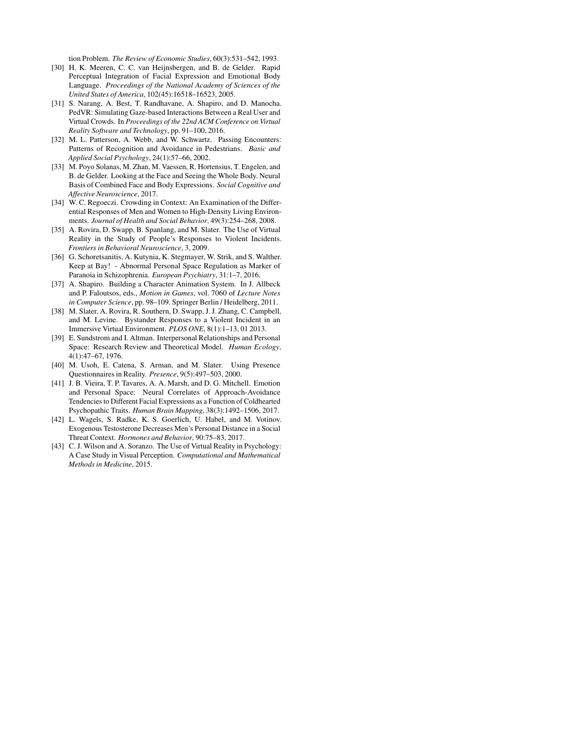tion Problem. *The Review of Economic Studies*, 60(3):531–542, 1993.

[30] H. K. Meeren, C. C. van Heijnsbergen, and B. de Gelder. Rapid Perceptual Integration of Facial Expression and Emotional Body Language. *Proceedings of the National Academy of Sciences of the United States of America*, 102(45):16518–16523, 2005.

[31] S. Narang, A. Best, T. Randhavane, A. Shapiro, and D. Manocha. PedVR: Simulating Gaze-based Interactions Between a Real User and Virtual Crowds. In *Proceedings of the 22nd ACM Conference on Virtual Reality Software and Technology*, pp. 91–100, 2016.

[32] M. L. Patterson, A. Webb, and W. Schwartz. Passing Encounters: Patterns of Recognition and Avoidance in Pedestrians. *Basic and Applied Social Psychology*, 24(1):57–66, 2002.

[33] M. Poyo Solanas, M. Zhan, M. Vaessen, R. Hortensius, T. Engelen, and B. de Gelder. Looking at the Face and Seeing the Whole Body. Neural Basis of Combined Face and Body Expressions. *Social Cognitive and Affective Neuroscience*, 2017.

[34] W. C. Regoeczi. Crowding in Context: An Examination of the Differential Responses of Men and Women to High-Density Living Environments. *Journal of Health and Social Behavior*, 49(3):254–268, 2008.

[35] A. Rovira, D. Swapp, B. Spanlang, and M. Slater. The Use of Virtual Reality in the Study of People's Responses to Violent Incidents. *Frontiers in Behavioral Neuroscience*, 3, 2009.

[36] G. Schoretsanitis, A. Kutynia, K. Stegmayer, W. Strik, and S. Walther. Keep at Bay! - Abnormal Personal Space Regulation as Marker of Paranoia in Schizophrenia. *European Psychiatry*, 31:1–7, 2016.

[37] A. Shapiro. Building a Character Animation System. In J. Allbeck and P. Faloutsos, eds., *Motion in Games*, vol. 7060 of *Lecture Notes in Computer Science*, pp. 98–109. Springer Berlin / Heidelberg, 2011.

[38] M. Slater, A. Rovira, R. Southern, D. Swapp, J. J. Zhang, C. Campbell, and M. Levine. Bystander Responses to a Violent Incident in an Immersive Virtual Environment. *PLOS ONE*, 8(1):1–13, 01 2013.

[39] E. Sundstrom and I. Altman. Interpersonal Relationships and Personal Space: Research Review and Theoretical Model. *Human Ecology*, 4(1):47–67, 1976.

[40] M. Usoh, E. Catena, S. Arman, and M. Slater. Using Presence Questionnaires in Reality. *Presence*, 9(5):497–503, 2000.

[41] J. B. Vieira, T. P. Tavares, A. A. Marsh, and D. G. Mitchell. Emotion and Personal Space: Neural Correlates of Approach-Avoidance Tendencies to Different Facial Expressions as a Function of Coldhearted Psychopathic Traits. *Human Brain Mapping*, 38(3):1492–1506, 2017.

[42] L. Wagels, S. Radke, K. S. Goerlich, U. Habel, and M. Votinov. Exogenous Testosterone Decreases Men's Personal Distance in a Social Threat Context. *Hormones and Behavior*, 90:75–83, 2017.

[43] C. J. Wilson and A. Soranzo. The Use of Virtual Reality in Psychology: A Case Study in Visual Perception. *Computational and Mathematical Methods in Medicine*, 2015.